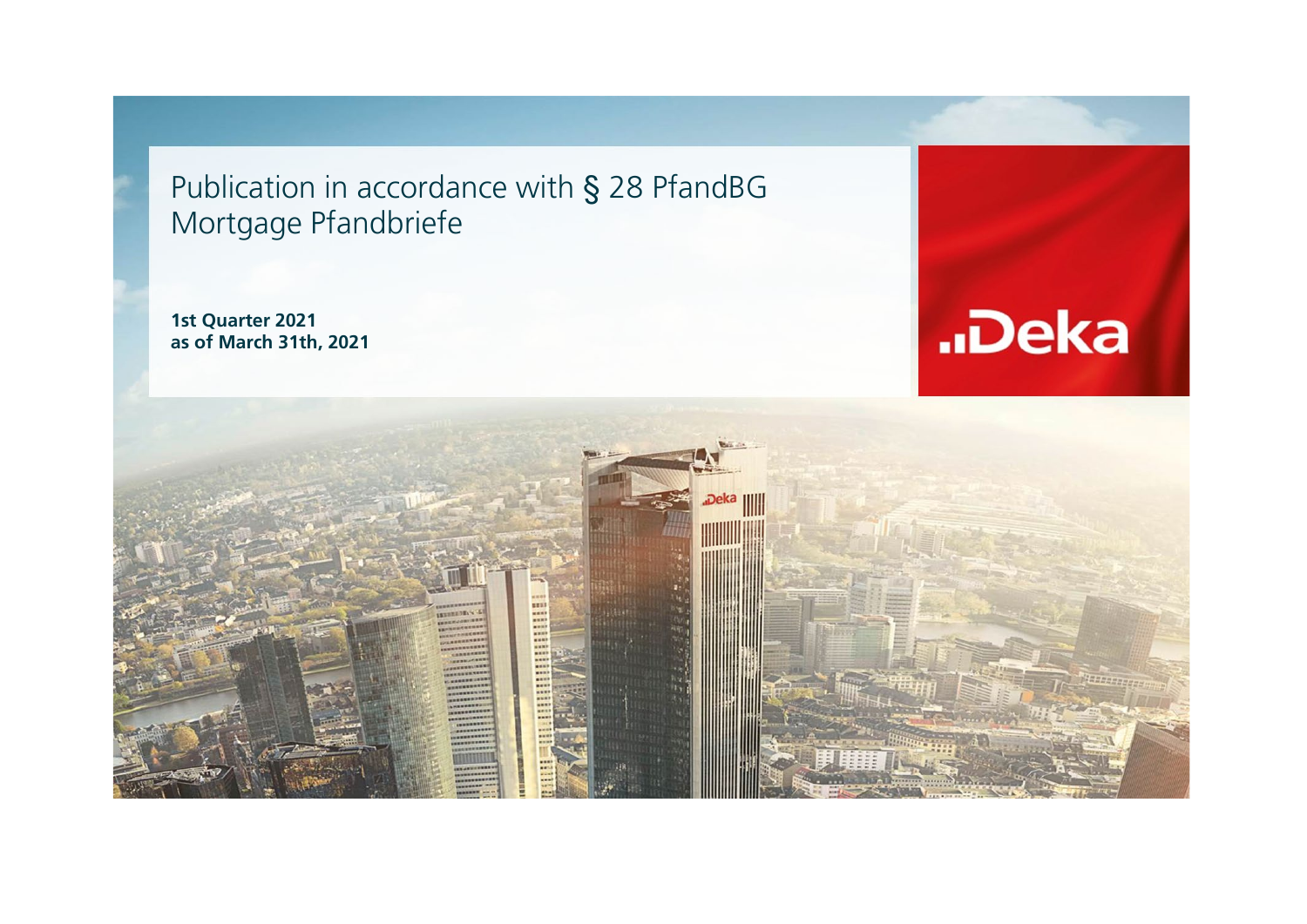# Publication in accordance with § 28 PfandBG
# Mortgage Pfandbriefe

**1st Quarter 2021**
**as of March 31th, 2021**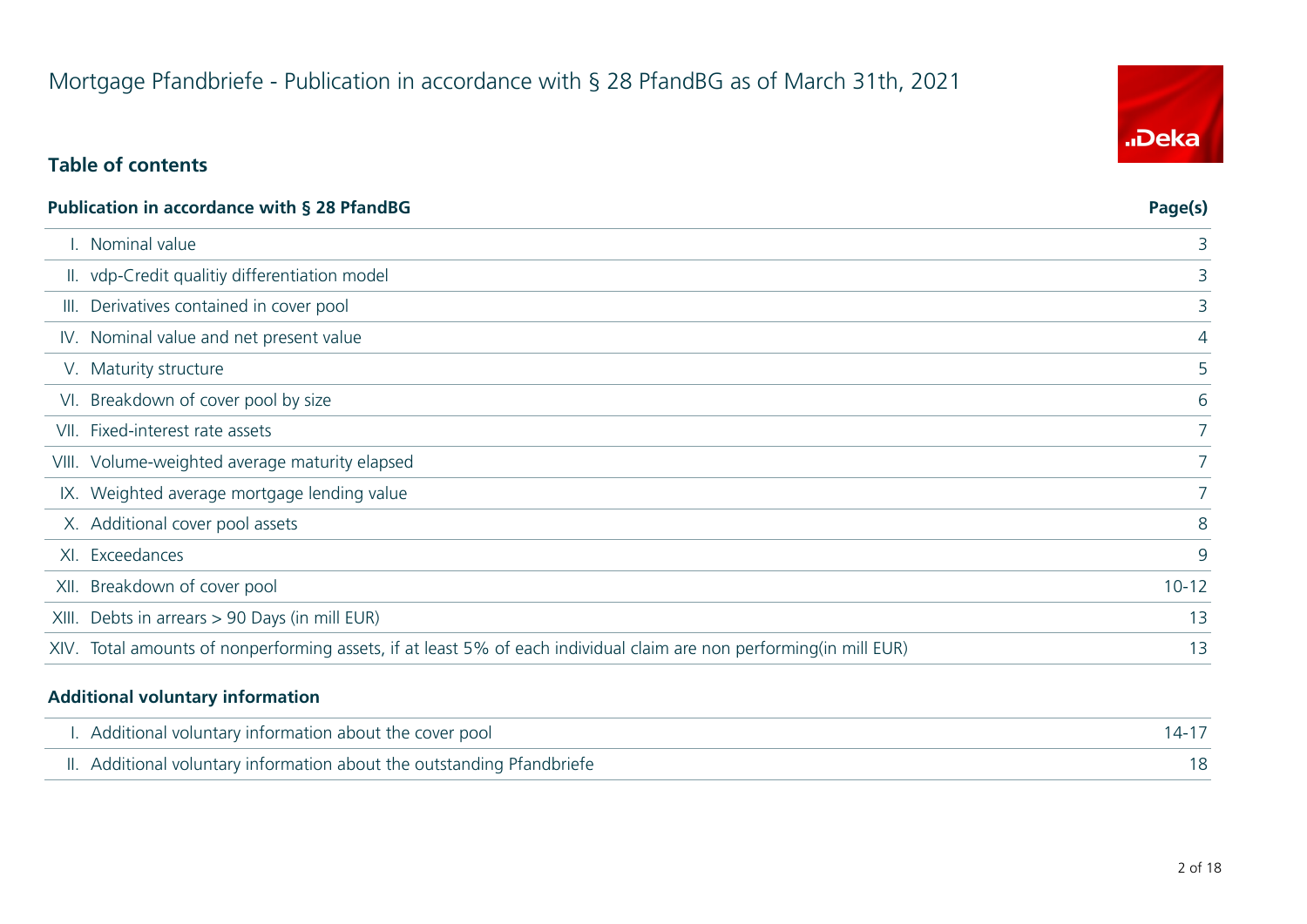# Mortgage Pfandbriefe - Publication in accordance with § 28 PfandBG as of March 31th, 2021

## Table of contents

| Publication in accordance with § 28 PfandBG | Page(s) |
|---|---|
| I. Nominal value | 3 |
| II. vdp-Credit qualitiy differentiation model | 3 |
| III. Derivatives contained in cover pool | 3 |
| IV. Nominal value and net present value | 4 |
| V. Maturity structure | 5 |
| VI. Breakdown of cover pool by size | 6 |
| VII. Fixed-interest rate assets | 7 |
| VIII. Volume-weighted average maturity elapsed | 7 |
| IX. Weighted average mortgage lending value | 7 |
| X. Additional cover pool assets | 8 |
| XI. Exceedances | 9 |
| XII. Breakdown of cover pool | 10-12 |
| XIII. Debts in arrears > 90 Days (in mill EUR) | 13 |
| XIV. Total amounts of nonperforming assets, if at least 5% of each individual claim are non performing(in mill EUR) | 13 |

| Additional voluntary information | |
|---|---|
| I. Additional voluntary information about the cover pool | 14-17 |
| II. Additional voluntary information about the outstanding Pfandbriefe | 18 |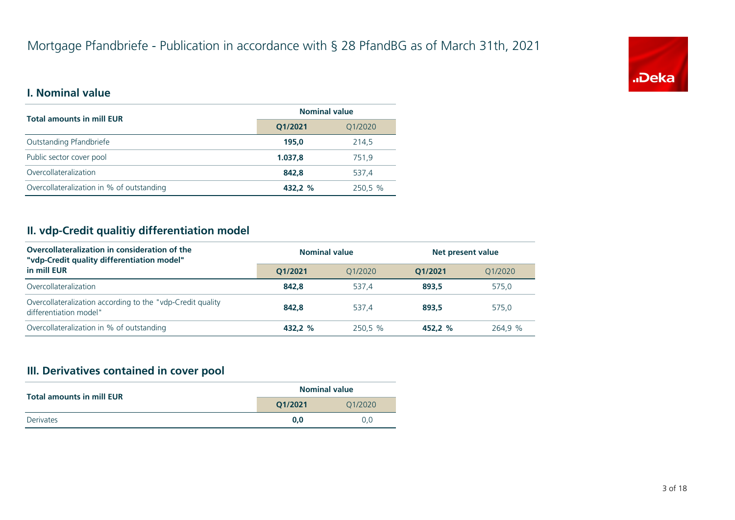# Mortgage Pfandbriefe - Publication in accordance with § 28 PfandBG as of March 31th, 2021

## I. Nominal value

| Total amounts in mill EUR | Nominal value | |
|---|---|---|
| | **Q1/2021** | Q1/2020 |
| Outstanding Pfandbriefe | **195,0** | 214,5 |
| Public sector cover pool | **1.037,8** | 751,9 |
| Overcollateralization | **842,8** | 537,4 |
| Overcollateralization in % of outstanding | **432,2 %** | 250,5 % |

## II. vdp-Credit qualitiy differentiation model

| Overcollateralization in consideration of the "vdp-Credit quality differentiation model" in mill EUR | Nominal value | | Net present value | |
|---|---|---|---|---|
| | **Q1/2021** | Q1/2020 | **Q1/2021** | Q1/2020 |
| Overcollateralization | **842,8** | 537,4 | **893,5** | 575,0 |
| Overcollateralization according to the "vdp-Credit quality differentiation model" | **842,8** | 537,4 | **893,5** | 575,0 |
| Overcollateralization in % of outstanding | **432,2 %** | 250,5 % | **452,2 %** | 264,9 % |

## III. Derivatives contained in cover pool

| Total amounts in mill EUR | Nominal value | |
|---|---|---|
| | **Q1/2021** | Q1/2020 |
| Derivates | **0,0** | 0,0 |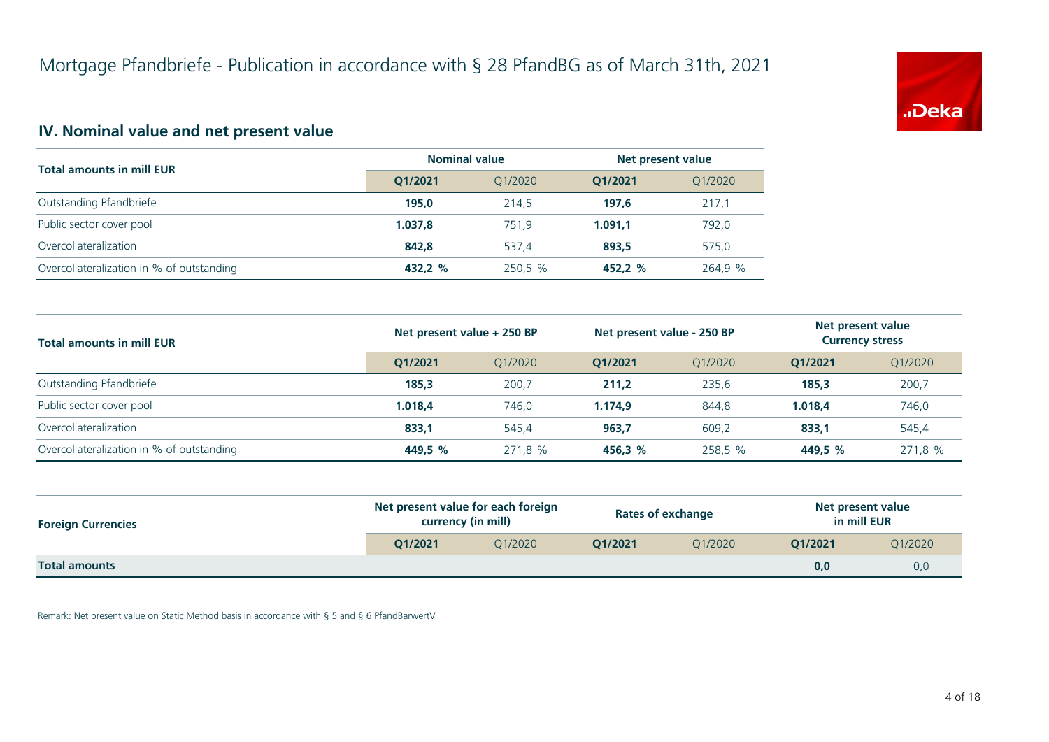# Mortgage Pfandbriefe - Publication in accordance with § 28 PfandBG as of March 31th, 2021

## IV. Nominal value and net present value

| Total amounts in mill EUR | Nominal value | | Net present value | |
|---|---|---|---|---|
| | **Q1/2021** | Q1/2020 | **Q1/2021** | Q1/2020 |
| Outstanding Pfandbriefe | **195,0** | 214,5 | **197,6** | 217,1 |
| Public sector cover pool | **1.037,8** | 751,9 | **1.091,1** | 792,0 |
| Overcollateralization | **842,8** | 537,4 | **893,5** | 575,0 |
| Overcollateralization in % of outstanding | **432,2 %** | 250,5 % | **452,2 %** | 264,9 % |

| Total amounts in mill EUR | Net present value + 250 BP | | Net present value - 250 BP | | Net present value Currency stress | |
|---|---|---|---|---|---|---|
| | **Q1/2021** | Q1/2020 | **Q1/2021** | Q1/2020 | **Q1/2021** | Q1/2020 |
| Outstanding Pfandbriefe | **185,3** | 200,7 | **211,2** | 235,6 | **185,3** | 200,7 |
| Public sector cover pool | **1.018,4** | 746,0 | **1.174,9** | 844,8 | **1.018,4** | 746,0 |
| Overcollateralization | **833,1** | 545,4 | **963,7** | 609,2 | **833,1** | 545,4 |
| Overcollateralization in % of outstanding | **449,5 %** | 271,8 % | **456,3 %** | 258,5 % | **449,5 %** | 271,8 % |

| Foreign Currencies | Net present value for each foreign currency (in mill) | | Rates of exchange | | Net present value in mill EUR | |
|---|---|---|---|---|---|---|
| | **Q1/2021** | Q1/2020 | **Q1/2021** | Q1/2020 | **Q1/2021** | Q1/2020 |
| **Total amounts** | | | | | **0,0** | 0,0 |

Remark: Net present value on Static Method basis in accordance with § 5 and § 6 PfandBarwertV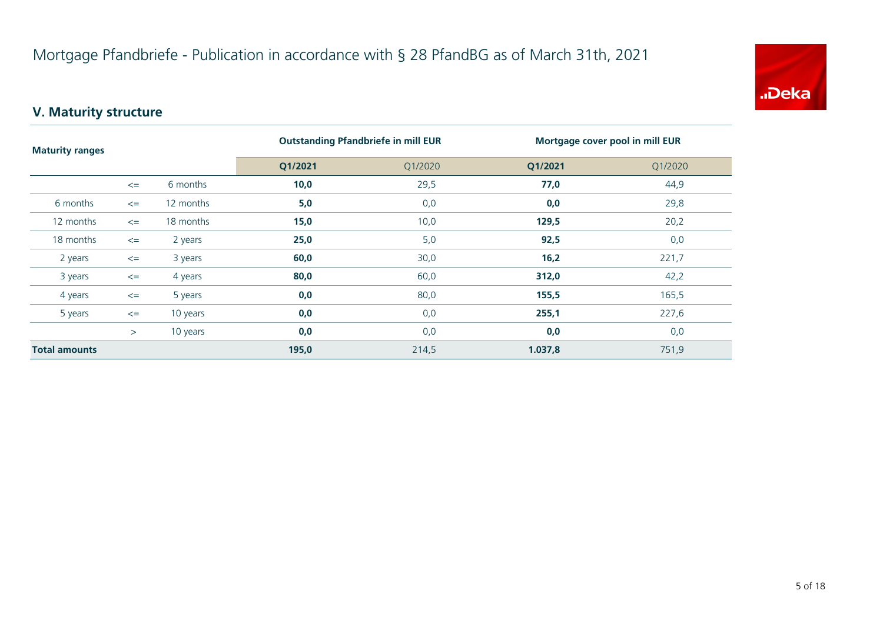# Mortgage Pfandbriefe - Publication in accordance with § 28 PfandBG as of March 31th, 2021

## V. Maturity structure

| Maturity ranges | | | Outstanding Pfandbriefe in mill EUR | | Mortgage cover pool in mill EUR | |
|---|---|---|---|---|---|---|
| | | | **Q1/2021** | Q1/2020 | **Q1/2021** | Q1/2020 |
| | <= | 6 months | **10,0** | 29,5 | **77,0** | 44,9 |
| 6 months | <= | 12 months | **5,0** | 0,0 | **0,0** | 29,8 |
| 12 months | <= | 18 months | **15,0** | 10,0 | **129,5** | 20,2 |
| 18 months | <= | 2 years | **25,0** | 5,0 | **92,5** | 0,0 |
| 2 years | <= | 3 years | **60,0** | 30,0 | **16,2** | 221,7 |
| 3 years | <= | 4 years | **80,0** | 60,0 | **312,0** | 42,2 |
| 4 years | <= | 5 years | **0,0** | 80,0 | **155,5** | 165,5 |
| 5 years | <= | 10 years | **0,0** | 0,0 | **255,1** | 227,6 |
| | > | 10 years | **0,0** | 0,0 | **0,0** | 0,0 |
| **Total amounts** | | | **195,0** | 214,5 | **1.037,8** | 751,9 |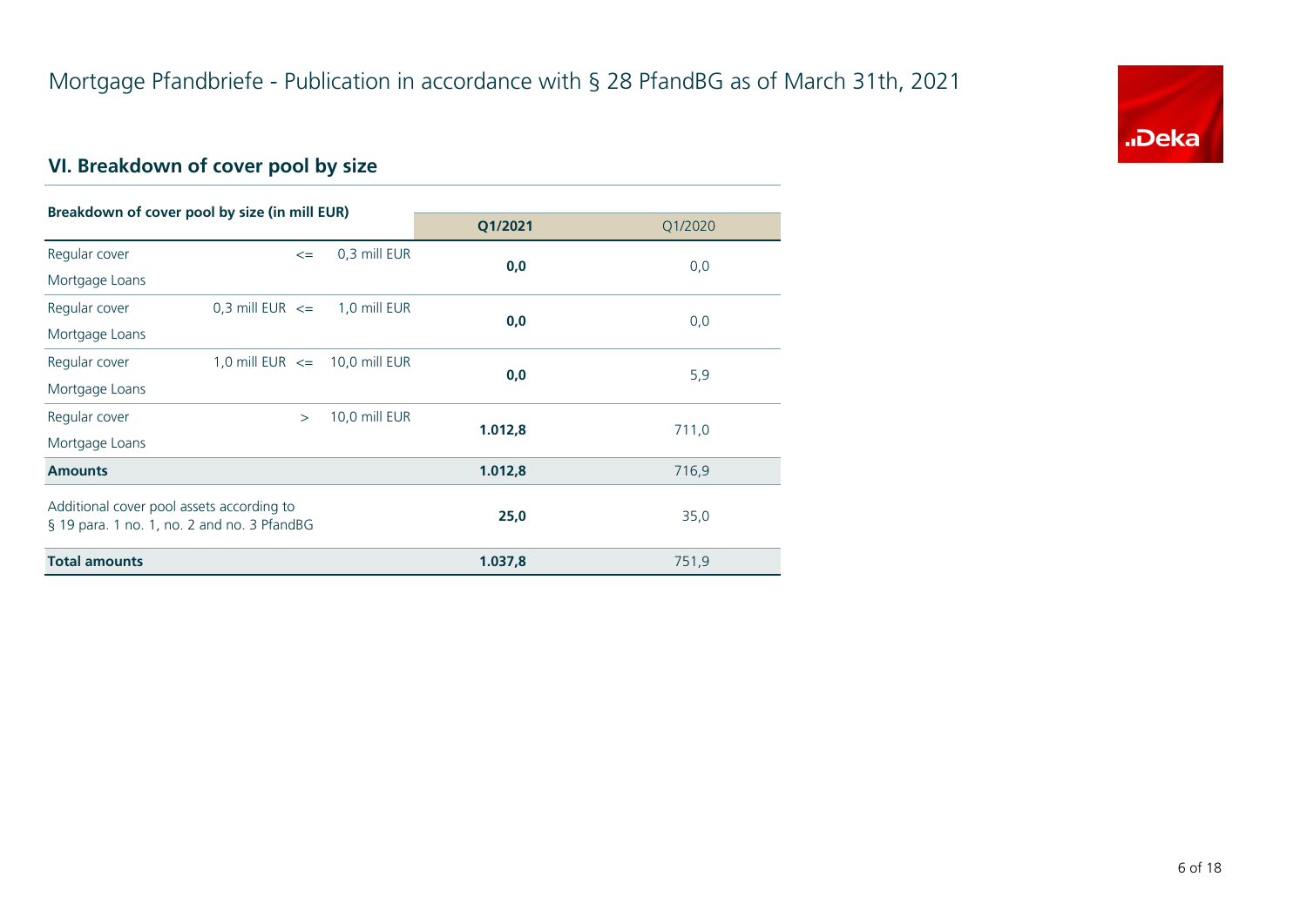# Mortgage Pfandbriefe - Publication in accordance with § 28 PfandBG as of March 31th, 2021

## VI. Breakdown of cover pool by size

| Breakdown of cover pool by size (in mill EUR) | | | Q1/2021 | Q1/2020 |
|---|---|---|---|---|
| Regular cover Mortgage Loans | <= | 0,3 mill EUR | **0,0** | 0,0 |
| Regular cover Mortgage Loans | 0,3 mill EUR <= | 1,0 mill EUR | **0,0** | 0,0 |
| Regular cover Mortgage Loans | 1,0 mill EUR <= | 10,0 mill EUR | **0,0** | 5,9 |
| Regular cover Mortgage Loans | > | 10,0 mill EUR | **1.012,8** | 711,0 |
| **Amounts** | | | **1.012,8** | 716,9 |
| Additional cover pool assets according to § 19 para. 1 no. 1, no. 2 and no. 3 PfandBG | | | **25,0** | 35,0 |
| **Total amounts** | | | **1.037,8** | 751,9 |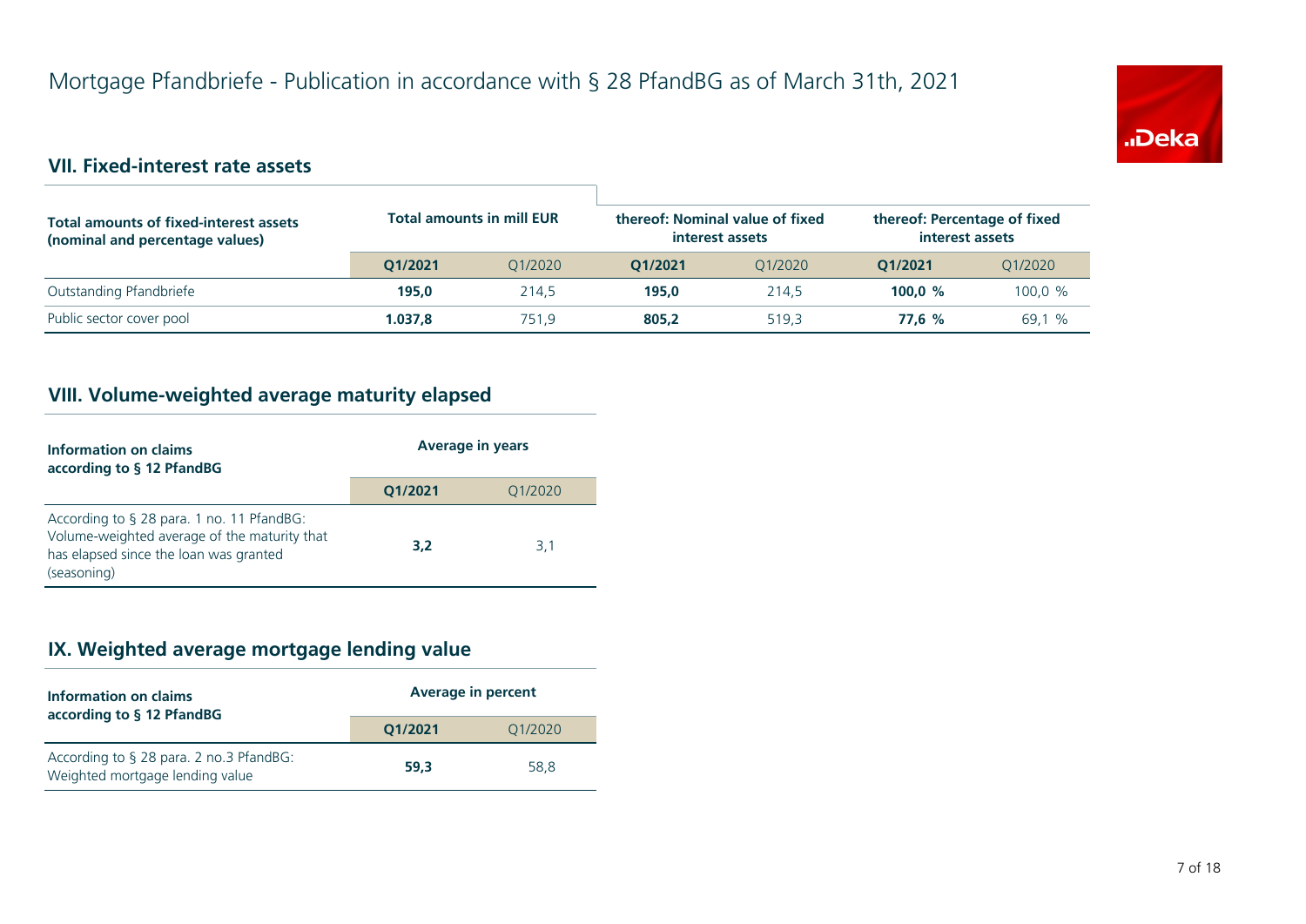# Mortgage Pfandbriefe - Publication in accordance with § 28 PfandBG as of March 31th, 2021

## VII. Fixed-interest rate assets

| Total amounts of fixed-interest assets (nominal and percentage values) | Total amounts in mill EUR | | thereof: Nominal value of fixed interest assets | | thereof: Percentage of fixed interest assets | |
|---|---|---|---|---|---|---|
| | **Q1/2021** | Q1/2020 | **Q1/2021** | Q1/2020 | **Q1/2021** | Q1/2020 |
| Outstanding Pfandbriefe | **195,0** | 214,5 | **195,0** | 214,5 | **100,0 %** | 100,0 % |
| Public sector cover pool | **1.037,8** | 751,9 | **805,2** | 519,3 | **77,6 %** | 69,1 % |

## VIII. Volume-weighted average maturity elapsed

| Information on claims according to § 12 PfandBG | Average in years | |
|---|---|---|
| | **Q1/2021** | Q1/2020 |
| According to § 28 para. 1 no. 11 PfandBG: Volume-weighted average of the maturity that has elapsed since the loan was granted (seasoning) | **3,2** | 3,1 |

## IX. Weighted average mortgage lending value

| Information on claims according to § 12 PfandBG | Average in percent | |
|---|---|---|
| | **Q1/2021** | Q1/2020 |
| According to § 28 para. 2 no.3 PfandBG: Weighted mortgage lending value | **59,3** | 58,8 |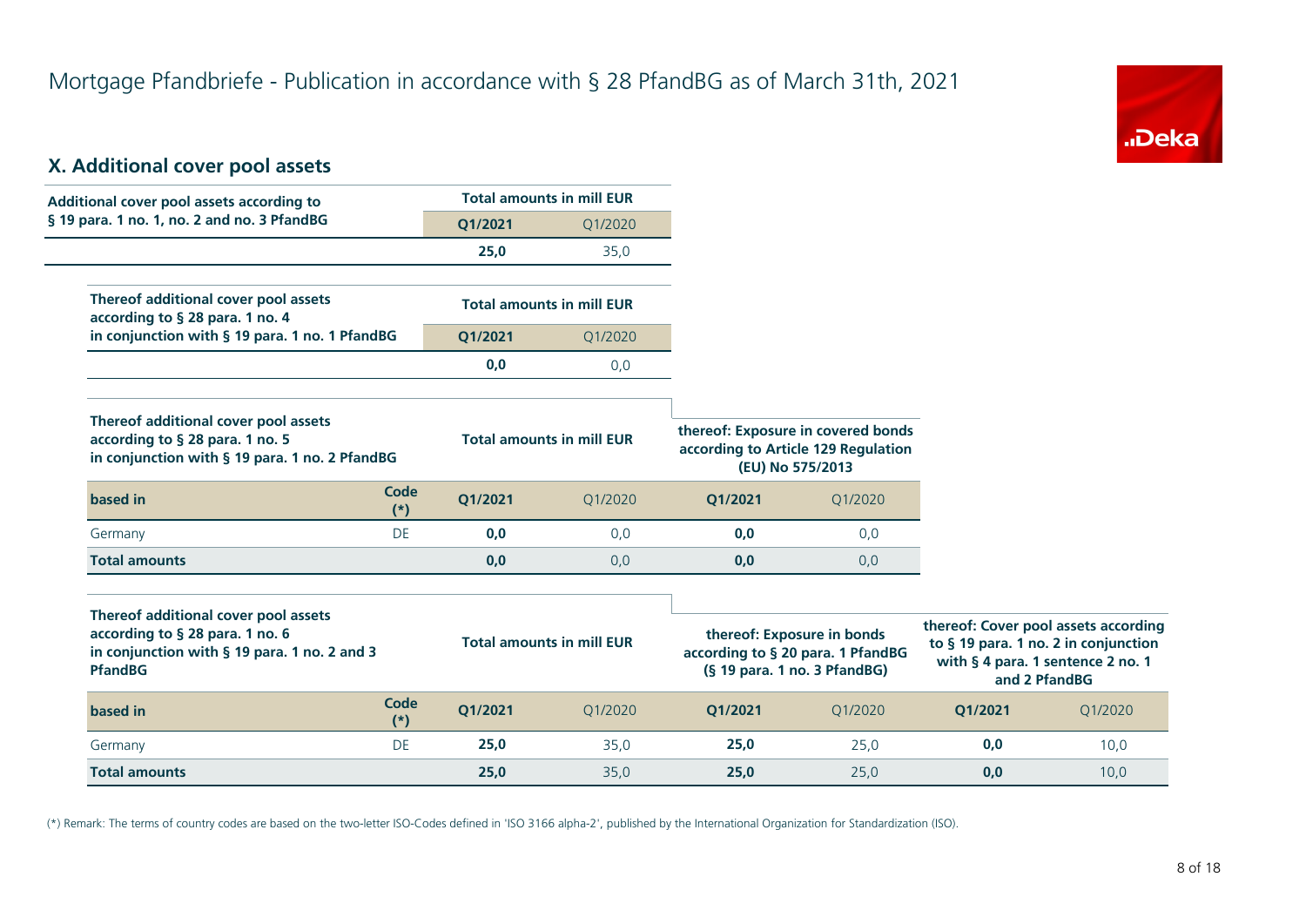# Mortgage Pfandbriefe - Publication in accordance with § 28 PfandBG as of March 31th, 2021

## X. Additional cover pool assets

| Additional cover pool assets according to § 19 para. 1 no. 1, no. 2 and no. 3 PfandBG | Total amounts in mill EUR | |
|---|---|---|
| | **Q1/2021** | Q1/2020 |
| | **25,0** | 35,0 |

| Thereof additional cover pool assets according to § 28 para. 1 no. 4 in conjunction with § 19 para. 1 no. 1 PfandBG | Total amounts in mill EUR | |
|---|---|---|
| | **Q1/2021** | Q1/2020 |
| | **0,0** | 0,0 |

| Thereof additional cover pool assets according to § 28 para. 1 no. 5 in conjunction with § 19 para. 1 no. 2 PfandBG | | Total amounts in mill EUR | | thereof: Exposure in covered bonds according to Article 129 Regulation (EU) No 575/2013 | |
|---|---|---|---|---|---|
| **based in** | **Code (*)** | **Q1/2021** | Q1/2020 | **Q1/2021** | Q1/2020 |
| Germany | DE | **0,0** | 0,0 | **0,0** | 0,0 |
| **Total amounts** | | **0,0** | 0,0 | **0,0** | 0,0 |

| Thereof additional cover pool assets according to § 28 para. 1 no. 6 in conjunction with § 19 para. 1 no. 2 and 3 PfandBG | | Total amounts in mill EUR | | thereof: Exposure in bonds according to § 20 para. 1 PfandBG (§ 19 para. 1 no. 3 PfandBG) | | thereof: Cover pool assets according to § 19 para. 1 no. 2 in conjunction with § 4 para. 1 sentence 2 no. 1 and 2 PfandBG | |
|---|---|---|---|---|---|---|---|
| **based in** | **Code (*)** | **Q1/2021** | Q1/2020 | **Q1/2021** | Q1/2020 | **Q1/2021** | Q1/2020 |
| Germany | DE | **25,0** | 35,0 | **25,0** | 25,0 | **0,0** | 10,0 |
| **Total amounts** | | **25,0** | 35,0 | **25,0** | 25,0 | **0,0** | 10,0 |

(*) Remark: The terms of country codes are based on the two-letter ISO-Codes defined in 'ISO 3166 alpha-2', published by the International Organization for Standardization (ISO).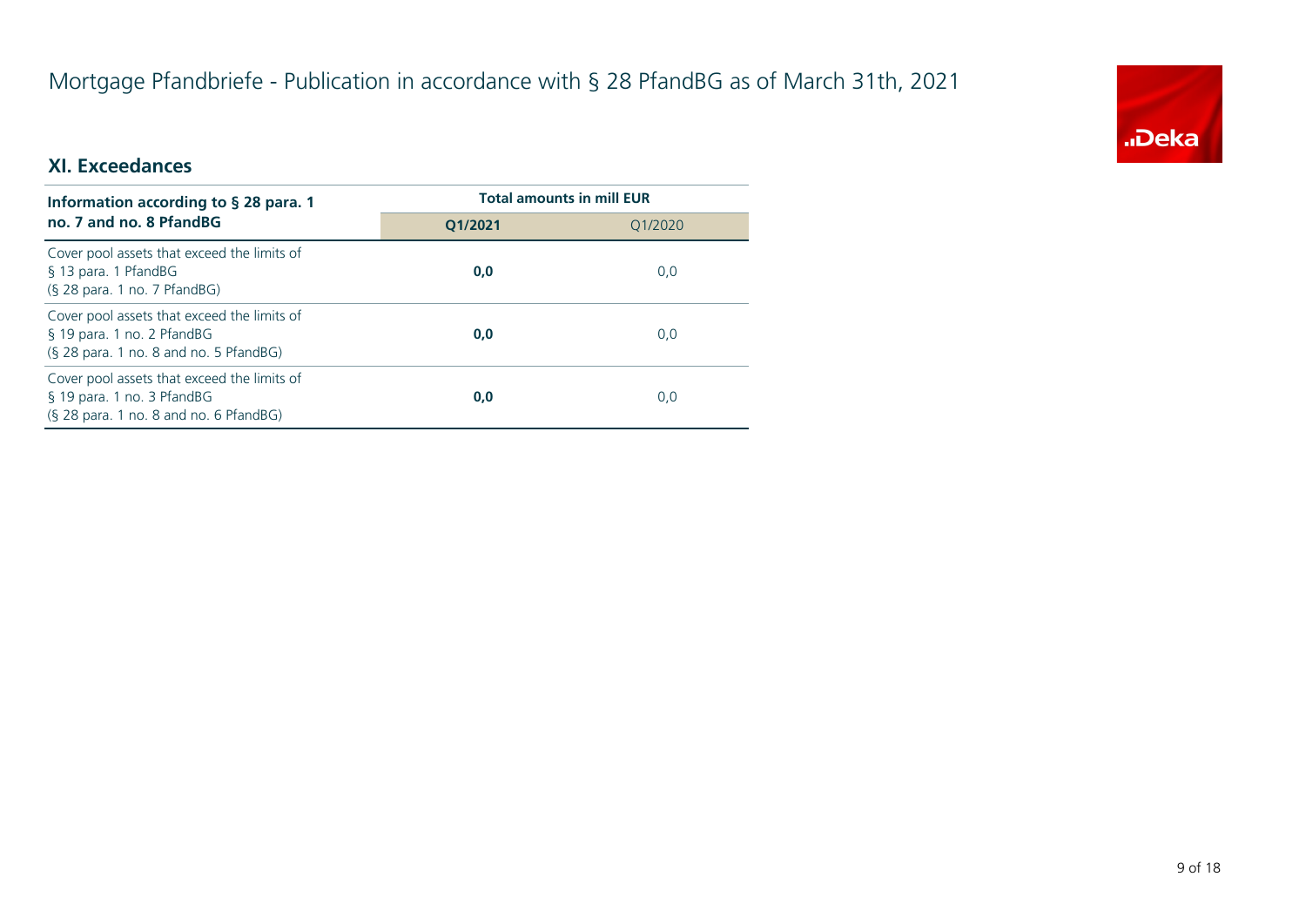# Mortgage Pfandbriefe - Publication in accordance with § 28 PfandBG as of March 31th, 2021

## XI. Exceedances

| Information according to § 28 para. 1 no. 7 and no. 8 PfandBG | Total amounts in mill EUR | |
|---|---|---|
| | **Q1/2021** | Q1/2020 |
| Cover pool assets that exceed the limits of § 13 para. 1 PfandBG (§ 28 para. 1 no. 7 PfandBG) | **0,0** | 0,0 |
| Cover pool assets that exceed the limits of § 19 para. 1 no. 2 PfandBG (§ 28 para. 1 no. 8 and no. 5 PfandBG) | **0,0** | 0,0 |
| Cover pool assets that exceed the limits of § 19 para. 1 no. 3 PfandBG (§ 28 para. 1 no. 8 and no. 6 PfandBG) | **0,0** | 0,0 |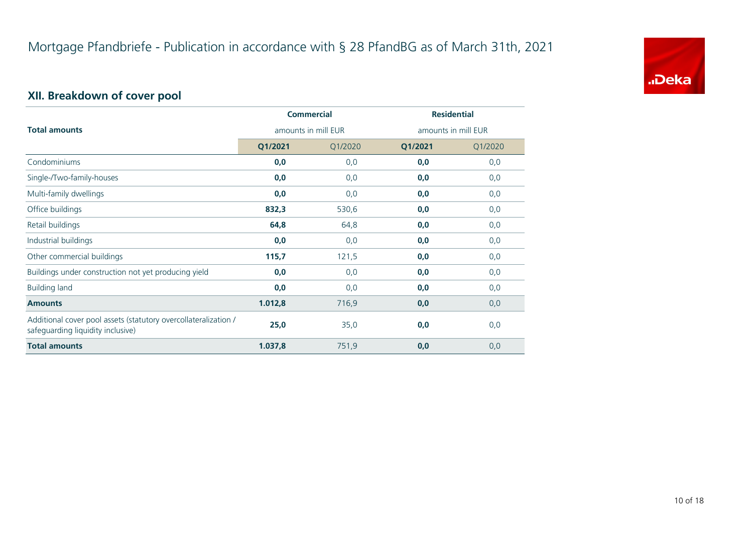# Mortgage Pfandbriefe - Publication in accordance with § 28 PfandBG as of March 31th, 2021

## XII. Breakdown of cover pool

| Total amounts | Commercial amounts in mill EUR | | Residential amounts in mill EUR | |
|---|---|---|---|---|
| | **Q1/2021** | Q1/2020 | **Q1/2021** | Q1/2020 |
| Condominiums | **0,0** | 0,0 | **0,0** | 0,0 |
| Single-/Two-family-houses | **0,0** | 0,0 | **0,0** | 0,0 |
| Multi-family dwellings | **0,0** | 0,0 | **0,0** | 0,0 |
| Office buildings | **832,3** | 530,6 | **0,0** | 0,0 |
| Retail buildings | **64,8** | 64,8 | **0,0** | 0,0 |
| Industrial buildings | **0,0** | 0,0 | **0,0** | 0,0 |
| Other commercial buildings | **115,7** | 121,5 | **0,0** | 0,0 |
| Buildings under construction not yet producing yield | **0,0** | 0,0 | **0,0** | 0,0 |
| Building land | **0,0** | 0,0 | **0,0** | 0,0 |
| **Amounts** | **1.012,8** | 716,9 | **0,0** | 0,0 |
| Additional cover pool assets (statutory overcollateralization / safeguarding liquidity inclusive) | **25,0** | 35,0 | **0,0** | 0,0 |
| **Total amounts** | **1.037,8** | 751,9 | **0,0** | 0,0 |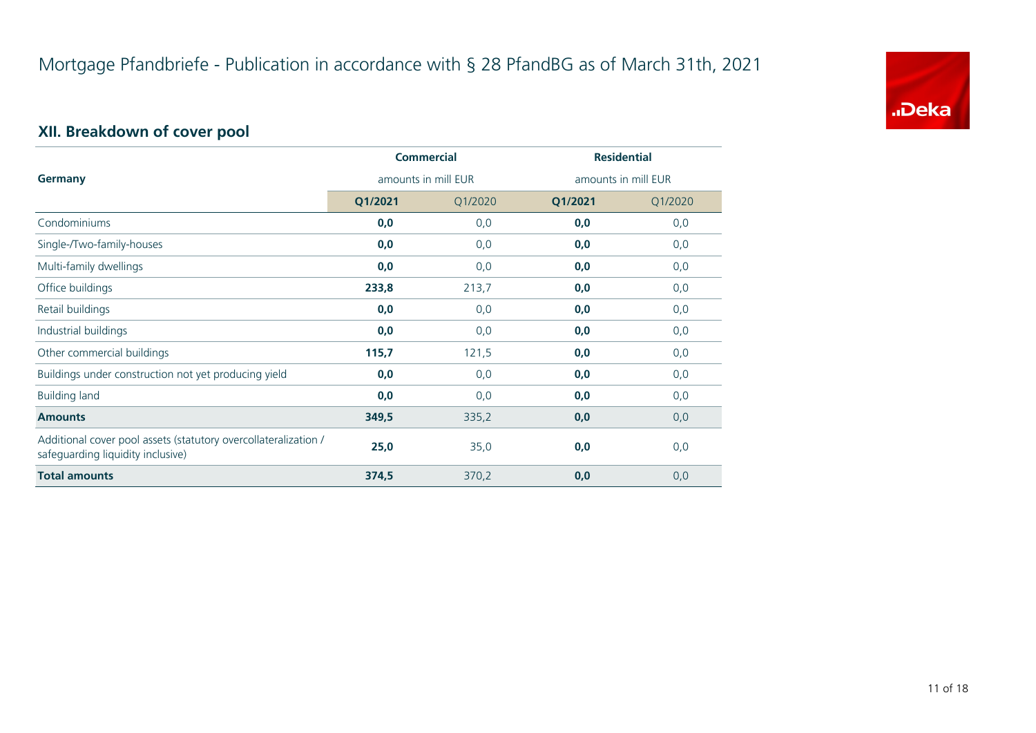# Mortgage Pfandbriefe - Publication in accordance with § 28 PfandBG as of March 31th, 2021

## XII. Breakdown of cover pool

| Germany | Commercial amounts in mill EUR | | Residential amounts in mill EUR | |
|---|---|---|---|---|
| | **Q1/2021** | Q1/2020 | **Q1/2021** | Q1/2020 |
| Condominiums | **0,0** | 0,0 | **0,0** | 0,0 |
| Single-/Two-family-houses | **0,0** | 0,0 | **0,0** | 0,0 |
| Multi-family dwellings | **0,0** | 0,0 | **0,0** | 0,0 |
| Office buildings | **233,8** | 213,7 | **0,0** | 0,0 |
| Retail buildings | **0,0** | 0,0 | **0,0** | 0,0 |
| Industrial buildings | **0,0** | 0,0 | **0,0** | 0,0 |
| Other commercial buildings | **115,7** | 121,5 | **0,0** | 0,0 |
| Buildings under construction not yet producing yield | **0,0** | 0,0 | **0,0** | 0,0 |
| Building land | **0,0** | 0,0 | **0,0** | 0,0 |
| **Amounts** | **349,5** | 335,2 | **0,0** | 0,0 |
| Additional cover pool assets (statutory overcollateralization / safeguarding liquidity inclusive) | **25,0** | 35,0 | **0,0** | 0,0 |
| **Total amounts** | **374,5** | 370,2 | **0,0** | 0,0 |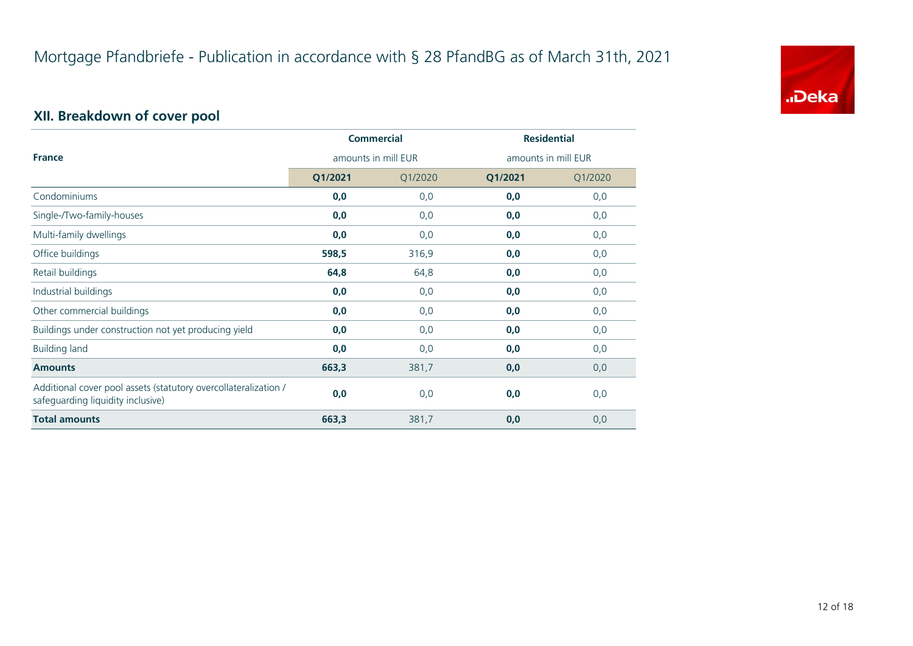# Mortgage Pfandbriefe - Publication in accordance with § 28 PfandBG as of March 31th, 2021

## XII. Breakdown of cover pool

| France | Commercial | | Residential | |
|---|---|---|---|---|
| | amounts in mill EUR | | amounts in mill EUR | |
| | **Q1/2021** | Q1/2020 | **Q1/2021** | Q1/2020 |
| Condominiums | **0,0** | 0,0 | **0,0** | 0,0 |
| Single-/Two-family-houses | **0,0** | 0,0 | **0,0** | 0,0 |
| Multi-family dwellings | **0,0** | 0,0 | **0,0** | 0,0 |
| Office buildings | **598,5** | 316,9 | **0,0** | 0,0 |
| Retail buildings | **64,8** | 64,8 | **0,0** | 0,0 |
| Industrial buildings | **0,0** | 0,0 | **0,0** | 0,0 |
| Other commercial buildings | **0,0** | 0,0 | **0,0** | 0,0 |
| Buildings under construction not yet producing yield | **0,0** | 0,0 | **0,0** | 0,0 |
| Building land | **0,0** | 0,0 | **0,0** | 0,0 |
| **Amounts** | **663,3** | 381,7 | **0,0** | 0,0 |
| Additional cover pool assets (statutory overcollateralization / safeguarding liquidity inclusive) | **0,0** | 0,0 | **0,0** | 0,0 |
| **Total amounts** | **663,3** | 381,7 | **0,0** | 0,0 |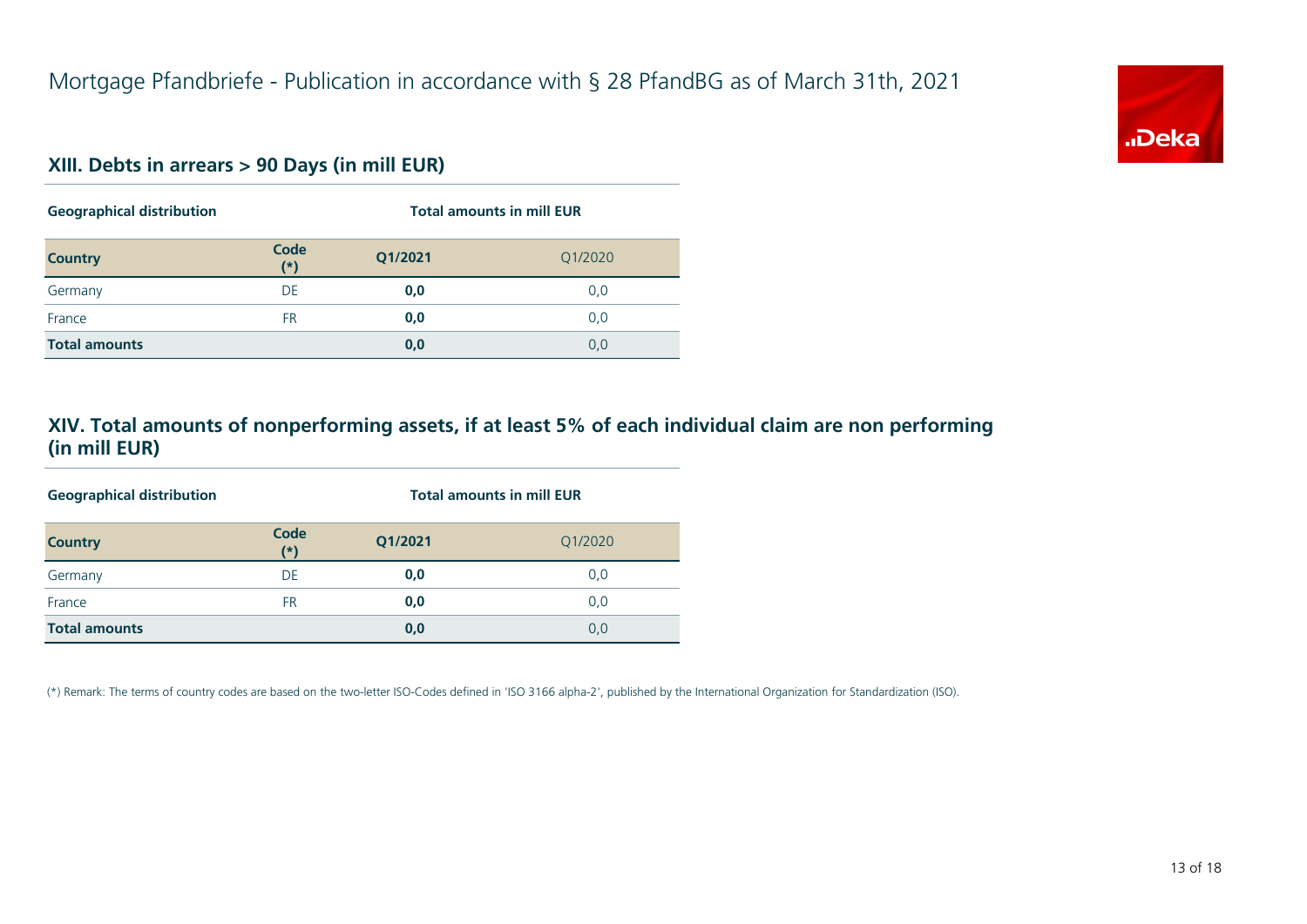# Mortgage Pfandbriefe - Publication in accordance with § 28 PfandBG as of March 31th, 2021

## XIII. Debts in arrears > 90 Days (in mill EUR)

| Geographical distribution | | Total amounts in mill EUR | |
|---|---|---|---|
| **Country** | **Code (*)** | **Q1/2021** | Q1/2020 |
| Germany | DE | **0,0** | 0,0 |
| France | FR | **0,0** | 0,0 |
| **Total amounts** | | **0,0** | 0,0 |

## XIV. Total amounts of nonperforming assets, if at least 5% of each individual claim are non performing (in mill EUR)

| Geographical distribution | | Total amounts in mill EUR | |
|---|---|---|---|
| **Country** | **Code (*)** | **Q1/2021** | Q1/2020 |
| Germany | DE | **0,0** | 0,0 |
| France | FR | **0,0** | 0,0 |
| **Total amounts** | | **0,0** | 0,0 |

(*) Remark: The terms of country codes are based on the two-letter ISO-Codes defined in 'ISO 3166 alpha-2', published by the International Organization for Standardization (ISO).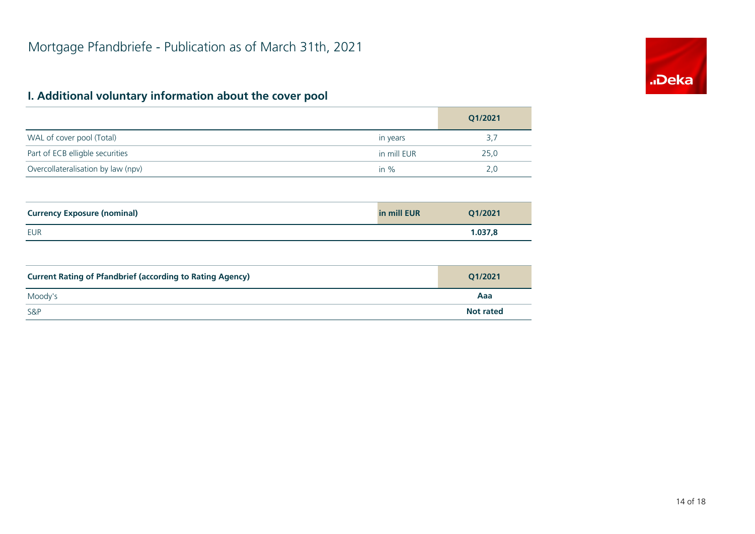# Mortgage Pfandbriefe - Publication as of March 31th, 2021

## I. Additional voluntary information about the cover pool

| | | Q1/2021 |
|---|---|---|
| WAL of cover pool (Total) | in years | 3,7 |
| Part of ECB elligble securities | in mill EUR | 25,0 |
| Overcollateralisation by law (npv) | in % | 2,0 |

| **Currency Exposure (nominal)** | **in mill EUR** | **Q1/2021** |
|---|---|---|
| EUR | | **1.037,8** |

| **Current Rating of Pfandbrief (according to Rating Agency)** | **Q1/2021** |
|---|---|
| Moody's | **Aaa** |
| S&P | **Not rated** |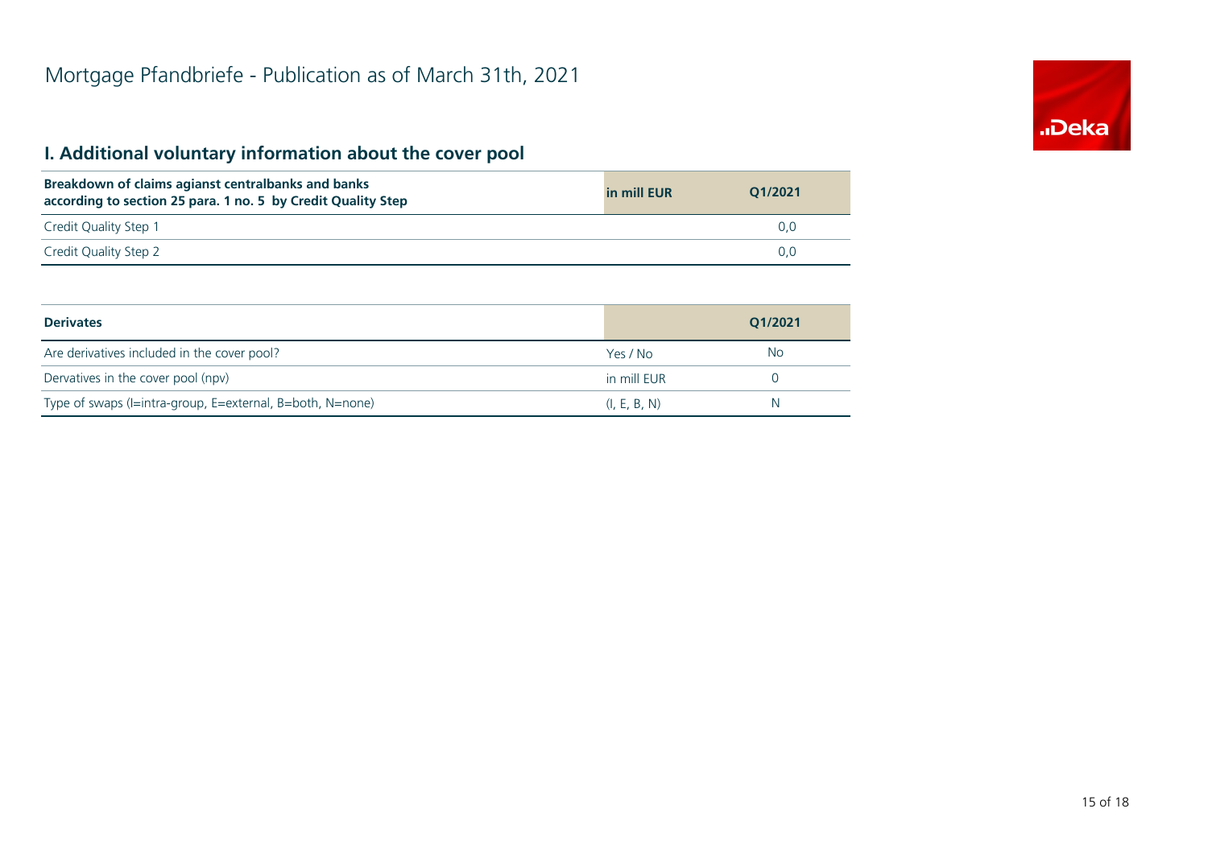# Mortgage Pfandbriefe - Publication as of March 31th, 2021

## I. Additional voluntary information about the cover pool

| **Breakdown of claims agianst centralbanks and banks according to section 25 para. 1 no. 5 by Credit Quality Step** | **in mill EUR** | **Q1/2021** |
|---|---|---|
| Credit Quality Step 1 | | 0,0 |
| Credit Quality Step 2 | | 0,0 |

| **Derivates** | | **Q1/2021** |
|---|---|---|
| Are derivatives included in the cover pool? | Yes / No | No |
| Dervatives in the cover pool (npv) | in mill EUR | 0 |
| Type of swaps (I=intra-group, E=external, B=both, N=none) | (I, E, B, N) | N |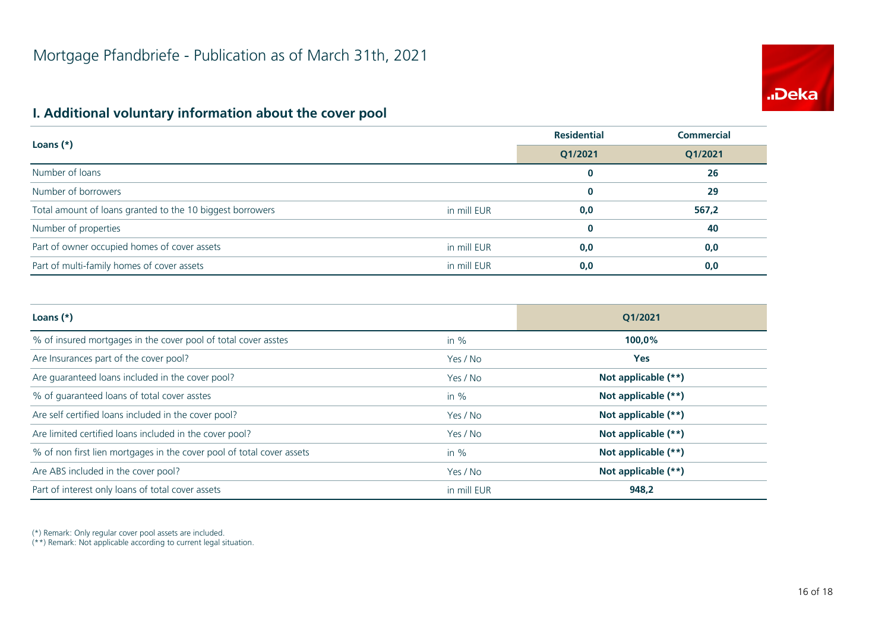# Mortgage Pfandbriefe - Publication as of March 31th, 2021

## I. Additional voluntary information about the cover pool

| Loans (*) | | Residential | Commercial |
|---|---|---|---|
| | | Q1/2021 | Q1/2021 |
| Number of loans | | **0** | **26** |
| Number of borrowers | | **0** | **29** |
| Total amount of loans granted to the 10 biggest borrowers | in mill EUR | **0,0** | **567,2** |
| Number of properties | | **0** | **40** |
| Part of owner occupied homes of cover assets | in mill EUR | **0,0** | **0,0** |
| Part of multi-family homes of cover assets | in mill EUR | **0,0** | **0,0** |

| Loans (*) | | Q1/2021 |
|---|---|---|
| % of insured mortgages in the cover pool of total cover asstes | in % | **100,0%** |
| Are Insurances part of the cover pool? | Yes / No | **Yes** |
| Are guaranteed loans included in the cover pool? | Yes / No | **Not applicable (**)** |
| % of guaranteed loans of total cover asstes | in % | **Not applicable (**)** |
| Are self certified loans included in the cover pool? | Yes / No | **Not applicable (**)** |
| Are limited certified loans included in the cover pool? | Yes / No | **Not applicable (**)** |
| % of non first lien mortgages in the cover pool of total cover assets | in % | **Not applicable (**)** |
| Are ABS included in the cover pool? | Yes / No | **Not applicable (**)** |
| Part of interest only loans of total cover assets | in mill EUR | **948,2** |

(*) Remark: Only regular cover pool assets are included.
(**) Remark: Not applicable according to current legal situation.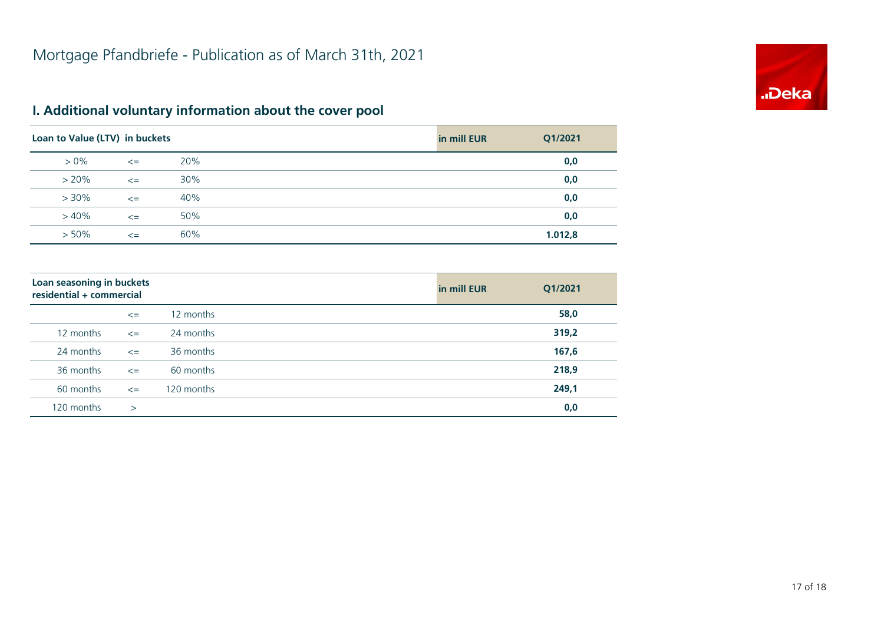# Mortgage Pfandbriefe - Publication as of March 31th, 2021

## I. Additional voluntary information about the cover pool

| Loan to Value (LTV) in buckets | | | in mill EUR | Q1/2021 |
|---|---|---|---|---|
| > 0% | <= | 20% | | **0,0** |
| > 20% | <= | 30% | | **0,0** |
| > 30% | <= | 40% | | **0,0** |
| > 40% | <= | 50% | | **0,0** |
| > 50% | <= | 60% | | **1.012,8** |

| Loan seasoning in buckets residential + commercial | | | in mill EUR | Q1/2021 |
|---|---|---|---|---|
| | <= | 12 months | | **58,0** |
| 12 months | <= | 24 months | | **319,2** |
| 24 months | <= | 36 months | | **167,6** |
| 36 months | <= | 60 months | | **218,9** |
| 60 months | <= | 120 months | | **249,1** |
| 120 months | > | | | **0,0** |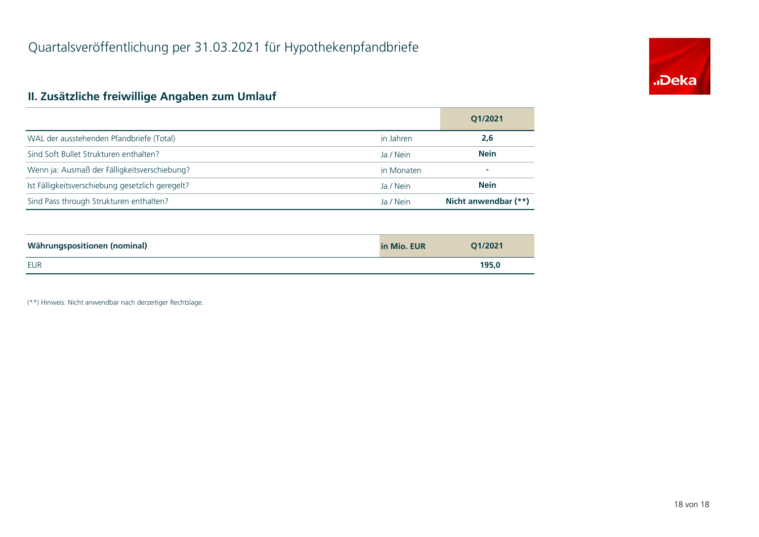# Quartalsveröffentlichung per 31.03.2021 für Hypothekenpfandbriefe

## II. Zusätzliche freiwillige Angaben zum Umlauf

| | | Q1/2021 |
|---|---|---|
| WAL der ausstehenden Pfandbriefe (Total) | in Jahren | **2,6** |
| Sind Soft Bullet Strukturen enthalten? | Ja / Nein | **Nein** |
| Wenn ja: Ausmaß der Fälligkeitsverschiebung? | in Monaten | **-** |
| Ist Fälligkeitsverschiebung gesetzlich geregelt? | Ja / Nein | **Nein** |
| Sind Pass through Strukturen enthalten? | Ja / Nein | **Nicht anwendbar (**)** |

| **Währungspositionen (nominal)** | **in Mio. EUR** | **Q1/2021** |
|---|---|---|
| EUR | | **195,0** |

(**) Hinweis: Nicht anwendbar nach derzeitiger Rechtslage.